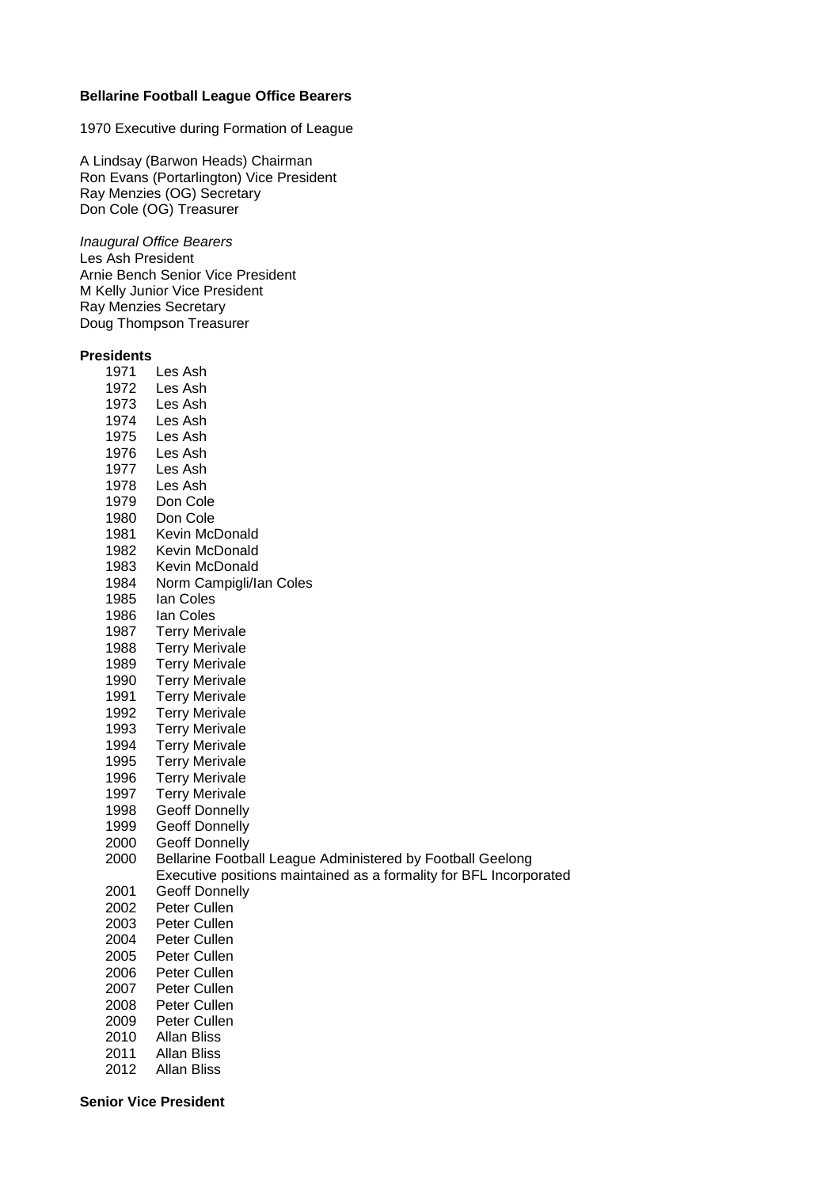**Bellarine Football League Office Bearers**

1970 Executive during Formation of League

A Lindsay (Barwon Heads) Chairman
Ron Evans (Portarlington) Vice President
Ray Menzies (OG) Secretary
Don Cole (OG) Treasurer

*Inaugural Office Bearers*
Les Ash President
Arnie Bench Senior Vice President
M Kelly Junior Vice President
Ray Menzies Secretary
Doug Thompson Treasurer

**Presidents**

1971 Les Ash
1972 Les Ash
1973 Les Ash
1974 Les Ash
1975 Les Ash
1976 Les Ash
1977 Les Ash
1978 Les Ash
1979 Don Cole
1980 Don Cole
1981 Kevin McDonald
1982 Kevin McDonald
1983 Kevin McDonald
1984 Norm Campigli/Ian Coles
1985 Ian Coles
1986 Ian Coles
1987 Terry Merivale
1988 Terry Merivale
1989 Terry Merivale
1990 Terry Merivale
1991 Terry Merivale
1992 Terry Merivale
1993 Terry Merivale
1994 Terry Merivale
1995 Terry Merivale
1996 Terry Merivale
1997 Terry Merivale
1998 Geoff Donnelly
1999 Geoff Donnelly
2000 Geoff Donnelly
2000 Bellarine Football League Administered by Football Geelong
Executive positions maintained as a formality for BFL Incorporated
2001 Geoff Donnelly
2002 Peter Cullen
2003 Peter Cullen
2004 Peter Cullen
2005 Peter Cullen
2006 Peter Cullen
2007 Peter Cullen
2008 Peter Cullen
2009 Peter Cullen
2010 Allan Bliss
2011 Allan Bliss
2012 Allan Bliss

**Senior Vice President**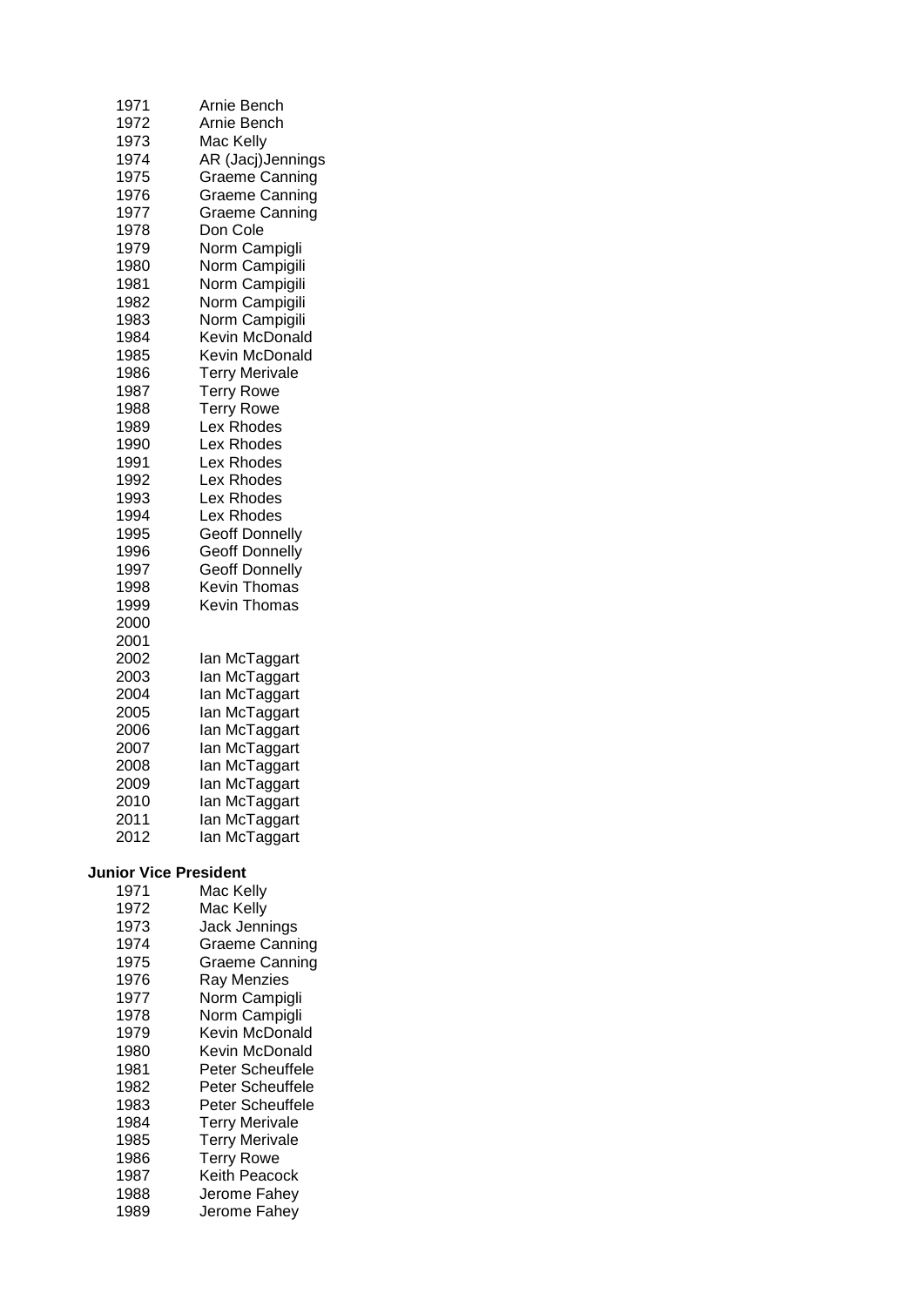| | |
|---|---|
| 1971 | Arnie Bench |
| 1972 | Arnie Bench |
| 1973 | Mac Kelly |
| 1974 | AR (Jacj)Jennings |
| 1975 | Graeme Canning |
| 1976 | Graeme Canning |
| 1977 | Graeme Canning |
| 1978 | Don Cole |
| 1979 | Norm Campigli |
| 1980 | Norm Campigili |
| 1981 | Norm Campigili |
| 1982 | Norm Campigili |
| 1983 | Norm Campigili |
| 1984 | Kevin McDonald |
| 1985 | Kevin McDonald |
| 1986 | Terry Merivale |
| 1987 | Terry Rowe |
| 1988 | Terry Rowe |
| 1989 | Lex Rhodes |
| 1990 | Lex Rhodes |
| 1991 | Lex Rhodes |
| 1992 | Lex Rhodes |
| 1993 | Lex Rhodes |
| 1994 | Lex Rhodes |
| 1995 | Geoff Donnelly |
| 1996 | Geoff Donnelly |
| 1997 | Geoff Donnelly |
| 1998 | Kevin Thomas |
| 1999 | Kevin Thomas |
| 2000 | |
| 2001 | |
| 2002 | Ian McTaggart |
| 2003 | Ian McTaggart |
| 2004 | Ian McTaggart |
| 2005 | Ian McTaggart |
| 2006 | Ian McTaggart |
| 2007 | Ian McTaggart |
| 2008 | Ian McTaggart |
| 2009 | Ian McTaggart |
| 2010 | Ian McTaggart |
| 2011 | Ian McTaggart |
| 2012 | Ian McTaggart |

**Junior Vice President**

| | |
|---|---|
| 1971 | Mac Kelly |
| 1972 | Mac Kelly |
| 1973 | Jack Jennings |
| 1974 | Graeme Canning |
| 1975 | Graeme Canning |
| 1976 | Ray Menzies |
| 1977 | Norm Campigli |
| 1978 | Norm Campigli |
| 1979 | Kevin McDonald |
| 1980 | Kevin McDonald |
| 1981 | Peter Scheuffele |
| 1982 | Peter Scheuffele |
| 1983 | Peter Scheuffele |
| 1984 | Terry Merivale |
| 1985 | Terry Merivale |
| 1986 | Terry Rowe |
| 1987 | Keith Peacock |
| 1988 | Jerome Fahey |
| 1989 | Jerome Fahey |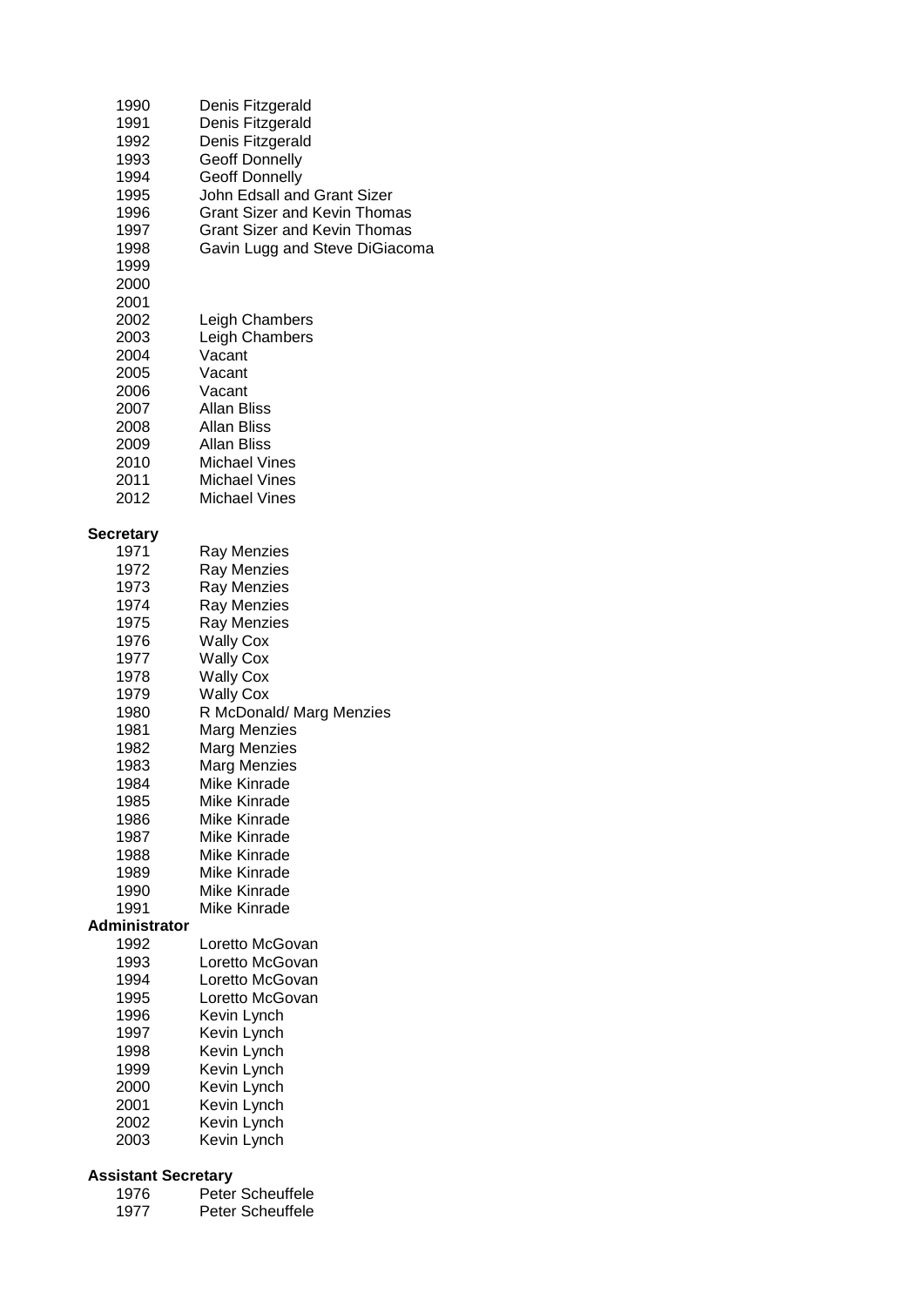| | |
|---|---|
| 1990 | Denis Fitzgerald |
| 1991 | Denis Fitzgerald |
| 1992 | Denis Fitzgerald |
| 1993 | Geoff Donnelly |
| 1994 | Geoff Donnelly |
| 1995 | John Edsall and Grant Sizer |
| 1996 | Grant Sizer and Kevin Thomas |
| 1997 | Grant Sizer and Kevin Thomas |
| 1998 | Gavin Lugg and Steve DiGiacoma |
| 1999 | |
| 2000 | |
| 2001 | |
| 2002 | Leigh Chambers |
| 2003 | Leigh Chambers |
| 2004 | Vacant |
| 2005 | Vacant |
| 2006 | Vacant |
| 2007 | Allan Bliss |
| 2008 | Allan Bliss |
| 2009 | Allan Bliss |
| 2010 | Michael Vines |
| 2011 | Michael Vines |
| 2012 | Michael Vines |

**Secretary**

| | |
|---|---|
| 1971 | Ray Menzies |
| 1972 | Ray Menzies |
| 1973 | Ray Menzies |
| 1974 | Ray Menzies |
| 1975 | Ray Menzies |
| 1976 | Wally Cox |
| 1977 | Wally Cox |
| 1978 | Wally Cox |
| 1979 | Wally Cox |
| 1980 | R McDonald/ Marg Menzies |
| 1981 | Marg Menzies |
| 1982 | Marg Menzies |
| 1983 | Marg Menzies |
| 1984 | Mike Kinrade |
| 1985 | Mike Kinrade |
| 1986 | Mike Kinrade |
| 1987 | Mike Kinrade |
| 1988 | Mike Kinrade |
| 1989 | Mike Kinrade |
| 1990 | Mike Kinrade |
| 1991 | Mike Kinrade |

**Administrator**

| | |
|---|---|
| 1992 | Loretto McGovan |
| 1993 | Loretto McGovan |
| 1994 | Loretto McGovan |
| 1995 | Loretto McGovan |
| 1996 | Kevin Lynch |
| 1997 | Kevin Lynch |
| 1998 | Kevin Lynch |
| 1999 | Kevin Lynch |
| 2000 | Kevin Lynch |
| 2001 | Kevin Lynch |
| 2002 | Kevin Lynch |
| 2003 | Kevin Lynch |

**Assistant Secretary**

| | |
|---|---|
| 1976 | Peter Scheuffele |
| 1977 | Peter Scheuffele |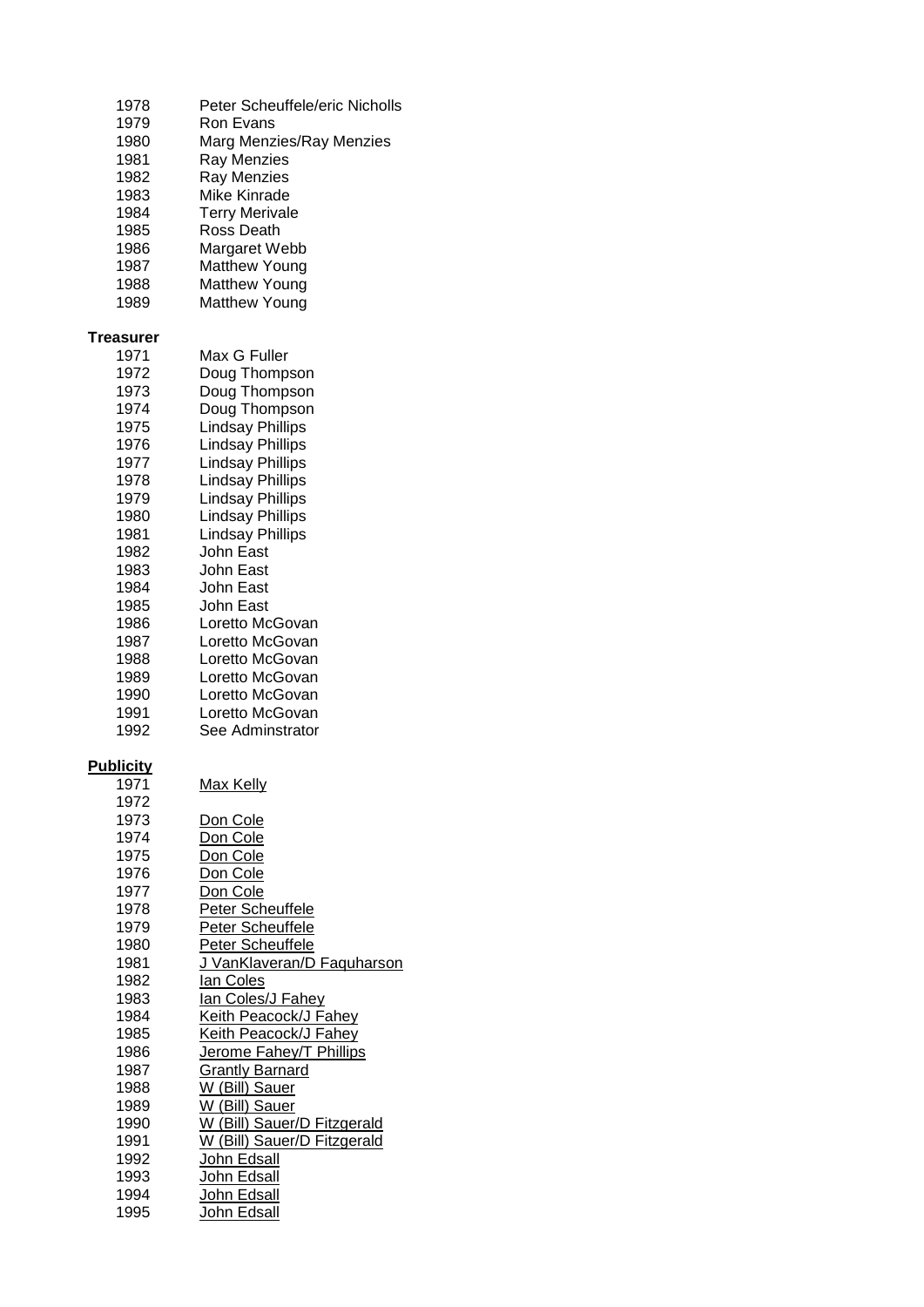| | |
|---|---|
| 1978 | Peter Scheuffele/eric Nicholls |
| 1979 | Ron Evans |
| 1980 | Marg Menzies/Ray Menzies |
| 1981 | Ray Menzies |
| 1982 | Ray Menzies |
| 1983 | Mike Kinrade |
| 1984 | Terry Merivale |
| 1985 | Ross Death |
| 1986 | Margaret Webb |
| 1987 | Matthew Young |
| 1988 | Matthew Young |
| 1989 | Matthew Young |

**Treasurer**

| | |
|---|---|
| 1971 | Max G Fuller |
| 1972 | Doug Thompson |
| 1973 | Doug Thompson |
| 1974 | Doug Thompson |
| 1975 | Lindsay Phillips |
| 1976 | Lindsay Phillips |
| 1977 | Lindsay Phillips |
| 1978 | Lindsay Phillips |
| 1979 | Lindsay Phillips |
| 1980 | Lindsay Phillips |
| 1981 | Lindsay Phillips |
| 1982 | John East |
| 1983 | John East |
| 1984 | John East |
| 1985 | John East |
| 1986 | Loretto McGovan |
| 1987 | Loretto McGovan |
| 1988 | Loretto McGovan |
| 1989 | Loretto McGovan |
| 1990 | Loretto McGovan |
| 1991 | Loretto McGovan |
| 1992 | See Adminstrator |

**Publicity**

| | |
|---|---|
| 1971 | Max Kelly |
| 1972 | |
| 1973 | Don Cole |
| 1974 | Don Cole |
| 1975 | Don Cole |
| 1976 | Don Cole |
| 1977 | Don Cole |
| 1978 | Peter Scheuffele |
| 1979 | Peter Scheuffele |
| 1980 | Peter Scheuffele |
| 1981 | J VanKlaveran/D Faquharson |
| 1982 | Ian Coles |
| 1983 | Ian Coles/J Fahey |
| 1984 | Keith Peacock/J Fahey |
| 1985 | Keith Peacock/J Fahey |
| 1986 | Jerome Fahey/T Phillips |
| 1987 | Grantly Barnard |
| 1988 | W (Bill) Sauer |
| 1989 | W (Bill) Sauer |
| 1990 | W (Bill) Sauer/D Fitzgerald |
| 1991 | W (Bill) Sauer/D Fitzgerald |
| 1992 | John Edsall |
| 1993 | John Edsall |
| 1994 | John Edsall |
| 1995 | John Edsall |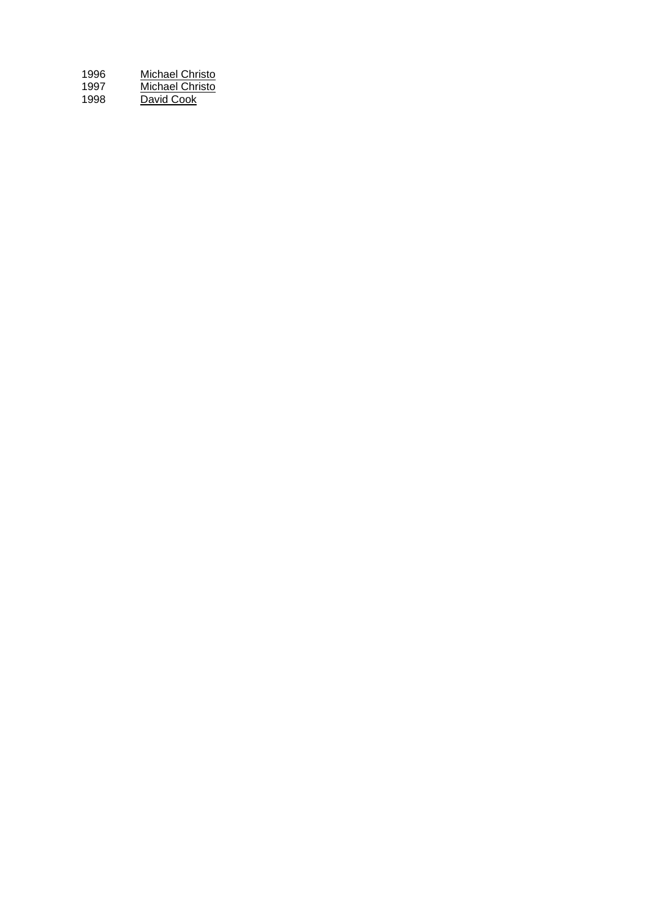| | |
|---|---|
| 1996 | Michael Christo |
| 1997 | Michael Christo |
| 1998 | David Cook |